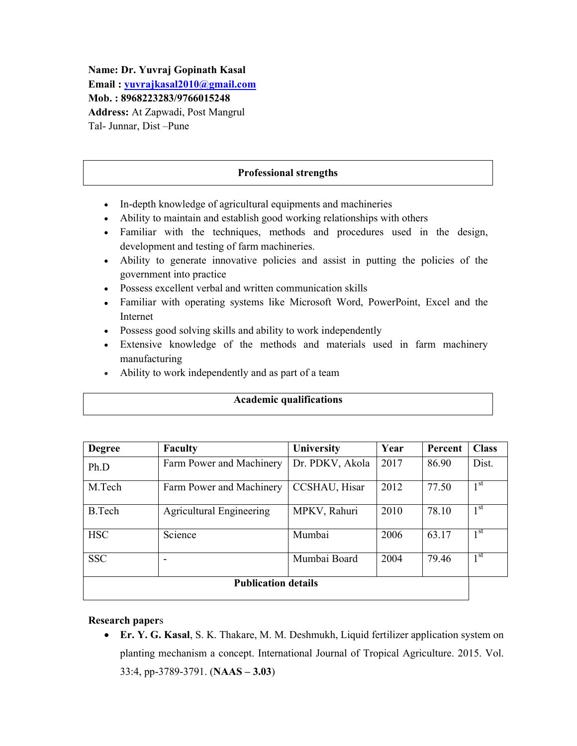**Name: Dr. Yuvraj Gopinath Kasal**
**Email : yuvrajkasal2010@gmail.com**
**Mob. : 8968223283/9766015248**
**Address:** At Zapwadi, Post Mangrul
Tal- Junnar, Dist –Pune

## Professional strengths

- In-depth knowledge of agricultural equipments and machineries
- Ability to maintain and establish good working relationships with others
- Familiar with the techniques, methods and procedures used in the design, development and testing of farm machineries.
- Ability to generate innovative policies and assist in putting the policies of the government into practice
- Possess excellent verbal and written communication skills
- Familiar with operating systems like Microsoft Word, PowerPoint, Excel and the Internet
- Possess good solving skills and ability to work independently
- Extensive knowledge of the methods and materials used in farm machinery manufacturing
- Ability to work independently and as part of a team

## Academic qualifications

| Degree | Faculty | University | Year | Percent | Class |
|---|---|---|---|---|---|
| Ph.D | Farm Power and Machinery | Dr. PDKV, Akola | 2017 | 86.90 | Dist. |
| M.Tech | Farm Power and Machinery | CCSHAU, Hisar | 2012 | 77.50 | 1st |
| B.Tech | Agricultural Engineering | MPKV, Rahuri | 2010 | 78.10 | 1st |
| HSC | Science | Mumbai | 2006 | 63.17 | 1st |
| SSC | - | Mumbai Board | 2004 | 79.46 | 1st |

## Publication details

**Research papers**

- **Er. Y. G. Kasal**, S. K. Thakare, M. M. Deshmukh, Liquid fertilizer application system on planting mechanism a concept. International Journal of Tropical Agriculture. 2015. Vol. 33:4, pp-3789-3791. (**NAAS – 3.03**)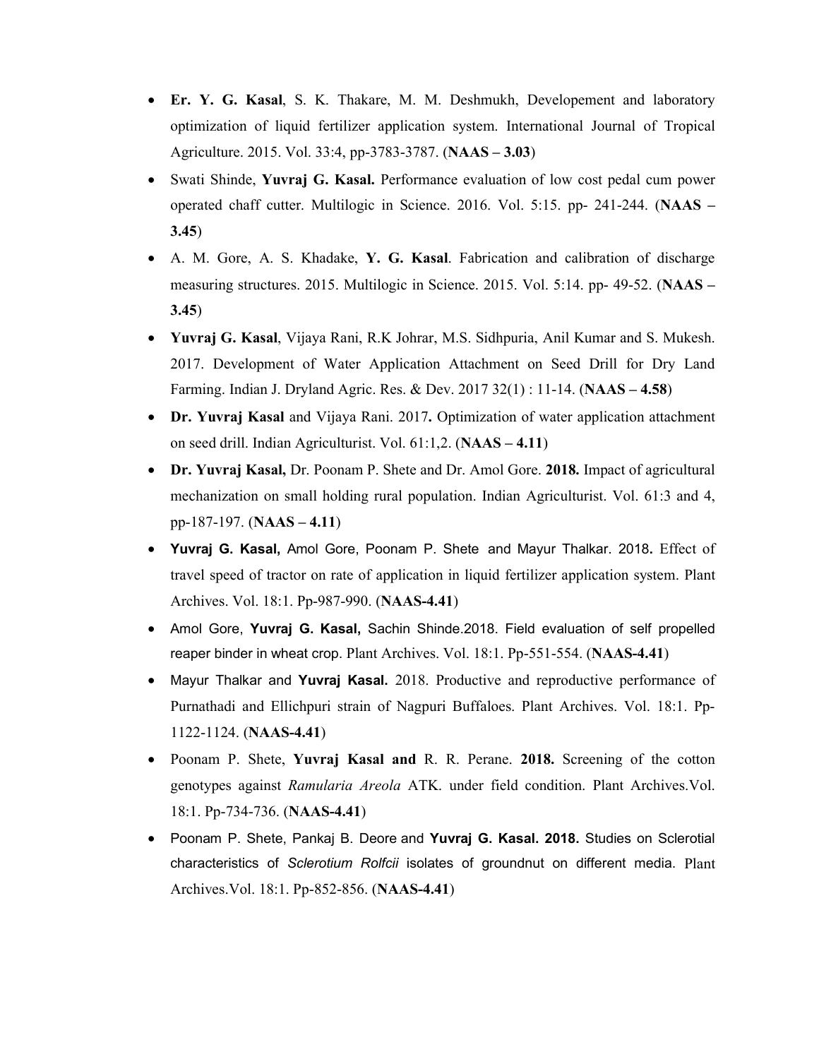- **Er. Y. G. Kasal**, S. K. Thakare, M. M. Deshmukh, Developement and laboratory optimization of liquid fertilizer application system. International Journal of Tropical Agriculture. 2015. Vol. 33:4, pp-3783-3787. (**NAAS – 3.03**)
- Swati Shinde, **Yuvraj G. Kasal.** Performance evaluation of low cost pedal cum power operated chaff cutter. Multilogic in Science. 2016. Vol. 5:15. pp- 241-244. (**NAAS – 3.45**)
- A. M. Gore, A. S. Khadake, **Y. G. Kasal**. Fabrication and calibration of discharge measuring structures. 2015. Multilogic in Science. 2015. Vol. 5:14. pp- 49-52. (**NAAS – 3.45**)
- **Yuvraj G. Kasal**, Vijaya Rani, R.K Johrar, M.S. Sidhpuria, Anil Kumar and S. Mukesh. 2017. Development of Water Application Attachment on Seed Drill for Dry Land Farming. Indian J. Dryland Agric. Res. & Dev. 2017 32(1) : 11-14. (**NAAS – 4.58**)
- **Dr. Yuvraj Kasal** and Vijaya Rani. 2017**.** Optimization of water application attachment on seed drill. Indian Agriculturist. Vol. 61:1,2. (**NAAS – 4.11**)
- **Dr. Yuvraj Kasal,** Dr. Poonam P. Shete and Dr. Amol Gore. **2018.** Impact of agricultural mechanization on small holding rural population. Indian Agriculturist. Vol. 61:3 and 4, pp-187-197. (**NAAS – 4.11**)
- **Yuvraj G. Kasal,** Amol Gore, Poonam P. Shete and Mayur Thalkar. 2018**.** Effect of travel speed of tractor on rate of application in liquid fertilizer application system. Plant Archives. Vol. 18:1. Pp-987-990. (**NAAS-4.41**)
- Amol Gore, **Yuvraj G. Kasal,** Sachin Shinde.2018. Field evaluation of self propelled reaper binder in wheat crop. Plant Archives. Vol. 18:1. Pp-551-554. (**NAAS-4.41**)
- Mayur Thalkar and **Yuvraj Kasal.** 2018. Productive and reproductive performance of Purnathadi and Ellichpuri strain of Nagpuri Buffaloes. Plant Archives. Vol. 18:1. Pp-1122-1124. (**NAAS-4.41**)
- Poonam P. Shete, **Yuvraj Kasal and** R. R. Perane. **2018.** Screening of the cotton genotypes against *Ramularia Areola* ATK. under field condition. Plant Archives.Vol. 18:1. Pp-734-736. (**NAAS-4.41**)
- Poonam P. Shete, Pankaj B. Deore and **Yuvraj G. Kasal. 2018.** Studies on Sclerotial characteristics of *Sclerotium Rolfcii* isolates of groundnut on different media. Plant Archives.Vol. 18:1. Pp-852-856. (**NAAS-4.41**)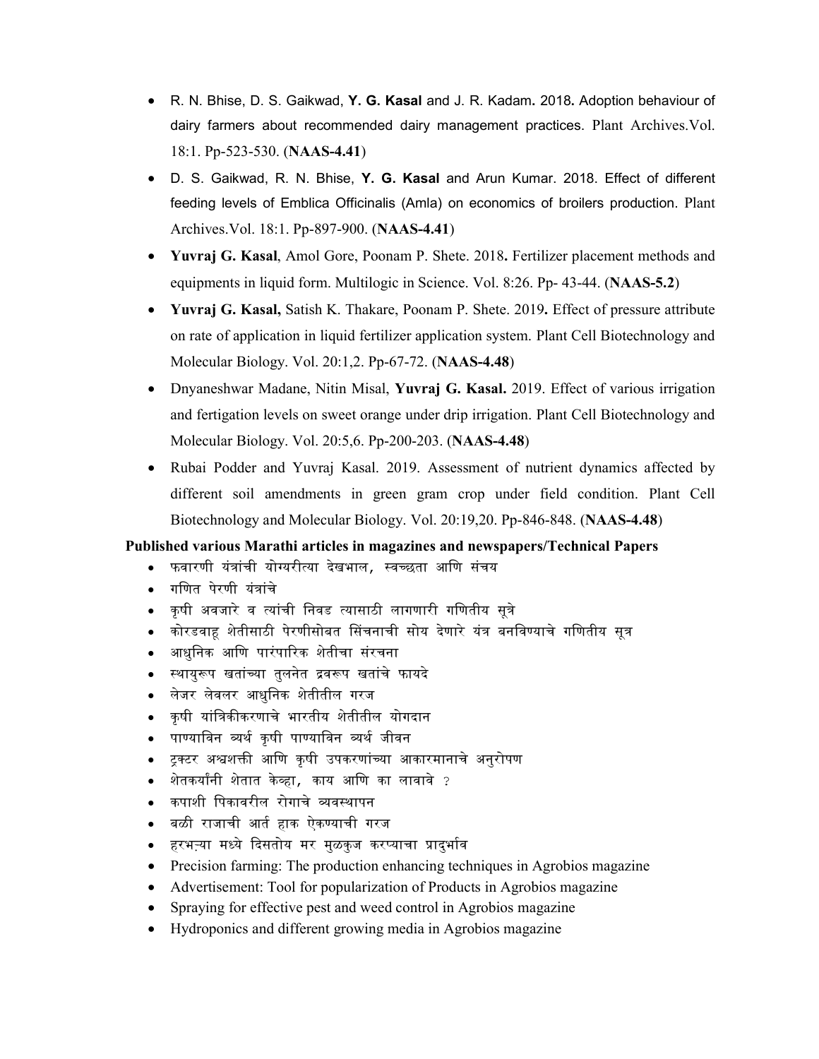- R. N. Bhise, D. S. Gaikwad, **Y. G. Kasal** and J. R. Kadam**.** 2018**.** Adoption behaviour of dairy farmers about recommended dairy management practices. Plant Archives.Vol. 18:1. Pp-523-530. (**NAAS-4.41**)
- D. S. Gaikwad, R. N. Bhise, **Y. G. Kasal** and Arun Kumar. 2018. Effect of different feeding levels of Emblica Officinalis (Amla) on economics of broilers production. Plant Archives.Vol. 18:1. Pp-897-900. (**NAAS-4.41**)
- **Yuvraj G. Kasal**, Amol Gore, Poonam P. Shete. 2018**.** Fertilizer placement methods and equipments in liquid form. Multilogic in Science. Vol. 8:26. Pp- 43-44. (**NAAS-5.2**)
- **Yuvraj G. Kasal,** Satish K. Thakare, Poonam P. Shete. 2019**.** Effect of pressure attribute on rate of application in liquid fertilizer application system. Plant Cell Biotechnology and Molecular Biology. Vol. 20:1,2. Pp-67-72. (**NAAS-4.48**)
- Dnyaneshwar Madane, Nitin Misal, **Yuvraj G. Kasal.** 2019. Effect of various irrigation and fertigation levels on sweet orange under drip irrigation. Plant Cell Biotechnology and Molecular Biology. Vol. 20:5,6. Pp-200-203. (**NAAS-4.48**)
- Rubai Podder and Yuvraj Kasal. 2019. Assessment of nutrient dynamics affected by different soil amendments in green gram crop under field condition. Plant Cell Biotechnology and Molecular Biology. Vol. 20:19,20. Pp-846-848. (**NAAS-4.48**)

**Published various Marathi articles in magazines and newspapers/Technical Papers**

- फवारणी यंत्रांची योग्यरीत्या देखभाल, स्वच्छता आणि संचय
- गणित पेरणी यंत्रांचे
- कृषी अवजारे व त्यांची निवड त्यासाठी लागणारी गणितीय सूत्रे
- कोरडवाहू शेतीसाठी पेरणीसोबत सिंचनाची सोय देणारे यंत्र बनविण्याचे गणितीय सूत्र
- आधुनिक आणि पारंपारिक शेतीचा संरचना
- स्थायुरूप खतांच्या तुलनेत द्रवरूप खतांचे फायदे
- लेजर लेवलर आधुनिक शेतीतील गरज
- कृषी यांत्रिकीकरणाचे भारतीय शेतीतील योगदान
- पाण्याविन व्यर्थ कृषी पाण्याविन व्यर्थ जीवन
- ट्रक्टर अश्वशक्ती आणि कृषी उपकरणांच्या आकारमानाचे अनुरोपण
- शेतकर्यांनी शेतात केव्हा, काय आणि का लावावे ?
- कपाशी पिकावरील रोगाचे व्यवस्थापन
- बळी राजाची आर्त हाक ऐकण्याची गरज
- हरभऱ्या मध्ये दिसतोय मर मुळकुज करप्याचा प्रादुर्भाव
- Precision farming: The production enhancing techniques in Agrobios magazine
- Advertisement: Tool for popularization of Products in Agrobios magazine
- Spraying for effective pest and weed control in Agrobios magazine
- Hydroponics and different growing media in Agrobios magazine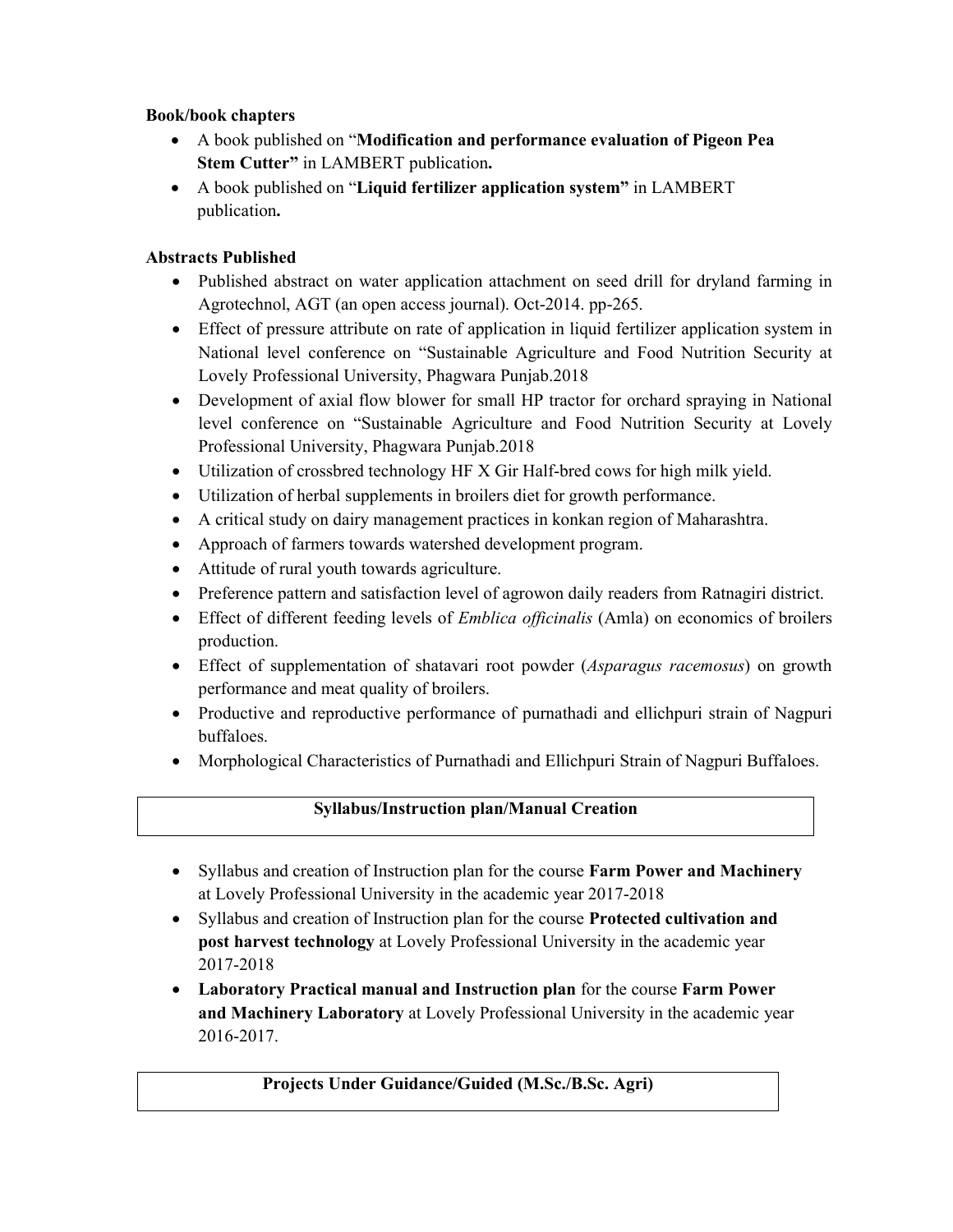**Book/book chapters**

- A book published on "**Modification and performance evaluation of Pigeon Pea Stem Cutter"** in LAMBERT publication**.**
- A book published on "**Liquid fertilizer application system"** in LAMBERT publication**.**

**Abstracts Published**

- Published abstract on water application attachment on seed drill for dryland farming in Agrotechnol, AGT (an open access journal). Oct-2014. pp-265.
- Effect of pressure attribute on rate of application in liquid fertilizer application system in National level conference on "Sustainable Agriculture and Food Nutrition Security at Lovely Professional University, Phagwara Punjab.2018
- Development of axial flow blower for small HP tractor for orchard spraying in National level conference on "Sustainable Agriculture and Food Nutrition Security at Lovely Professional University, Phagwara Punjab.2018
- Utilization of crossbred technology HF X Gir Half-bred cows for high milk yield.
- Utilization of herbal supplements in broilers diet for growth performance.
- A critical study on dairy management practices in konkan region of Maharashtra.
- Approach of farmers towards watershed development program.
- Attitude of rural youth towards agriculture.
- Preference pattern and satisfaction level of agrowon daily readers from Ratnagiri district.
- Effect of different feeding levels of *Emblica officinalis* (Amla) on economics of broilers production.
- Effect of supplementation of shatavari root powder (*Asparagus racemosus*) on growth performance and meat quality of broilers.
- Productive and reproductive performance of purnathadi and ellichpuri strain of Nagpuri buffaloes.
- Morphological Characteristics of Purnathadi and Ellichpuri Strain of Nagpuri Buffaloes.

**Syllabus/Instruction plan/Manual Creation**

- Syllabus and creation of Instruction plan for the course **Farm Power and Machinery** at Lovely Professional University in the academic year 2017-2018
- Syllabus and creation of Instruction plan for the course **Protected cultivation and post harvest technology** at Lovely Professional University in the academic year 2017-2018
- **Laboratory Practical manual and Instruction plan** for the course **Farm Power and Machinery Laboratory** at Lovely Professional University in the academic year 2016-2017.

**Projects Under Guidance/Guided (M.Sc./B.Sc. Agri)**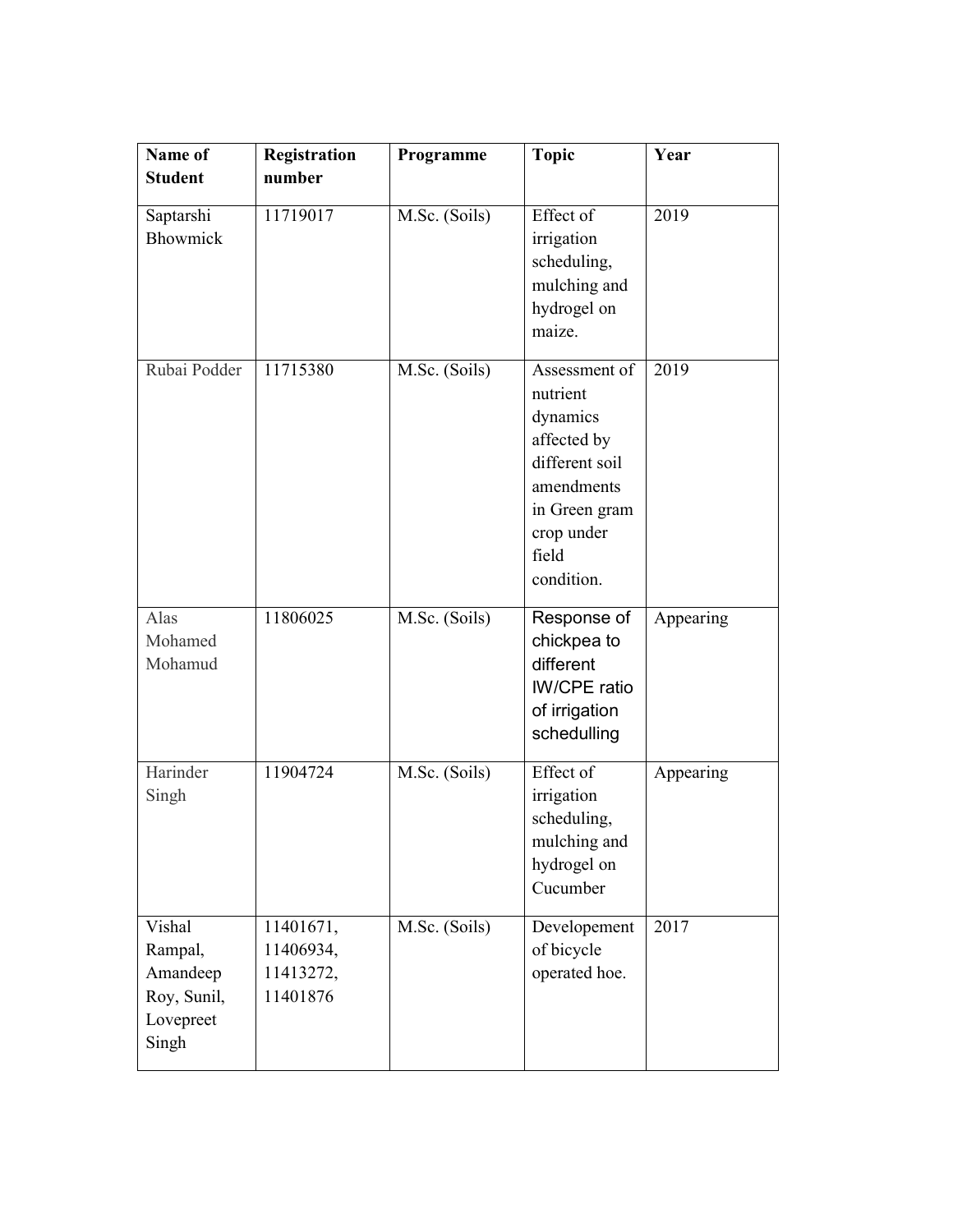| Name of Student | Registration number | Programme | Topic | Year |
| --- | --- | --- | --- | --- |
| Saptarshi Bhowmick | 11719017 | M.Sc. (Soils) | Effect of irrigation scheduling, mulching and hydrogel on maize. | 2019 |
| Rubai Podder | 11715380 | M.Sc. (Soils) | Assessment of nutrient dynamics affected by different soil amendments in Green gram crop under field condition. | 2019 |
| Alas Mohamed Mohamud | 11806025 | M.Sc. (Soils) | Response of chickpea to different IW/CPE ratio of irrigation schedulling | Appearing |
| Harinder Singh | 11904724 | M.Sc. (Soils) | Effect of irrigation scheduling, mulching and hydrogel on Cucumber | Appearing |
| Vishal Rampal, Amandeep Roy, Sunil, Lovepreet Singh | 11401671, 11406934, 11413272, 11401876 | M.Sc. (Soils) | Developement of bicycle operated hoe. | 2017 |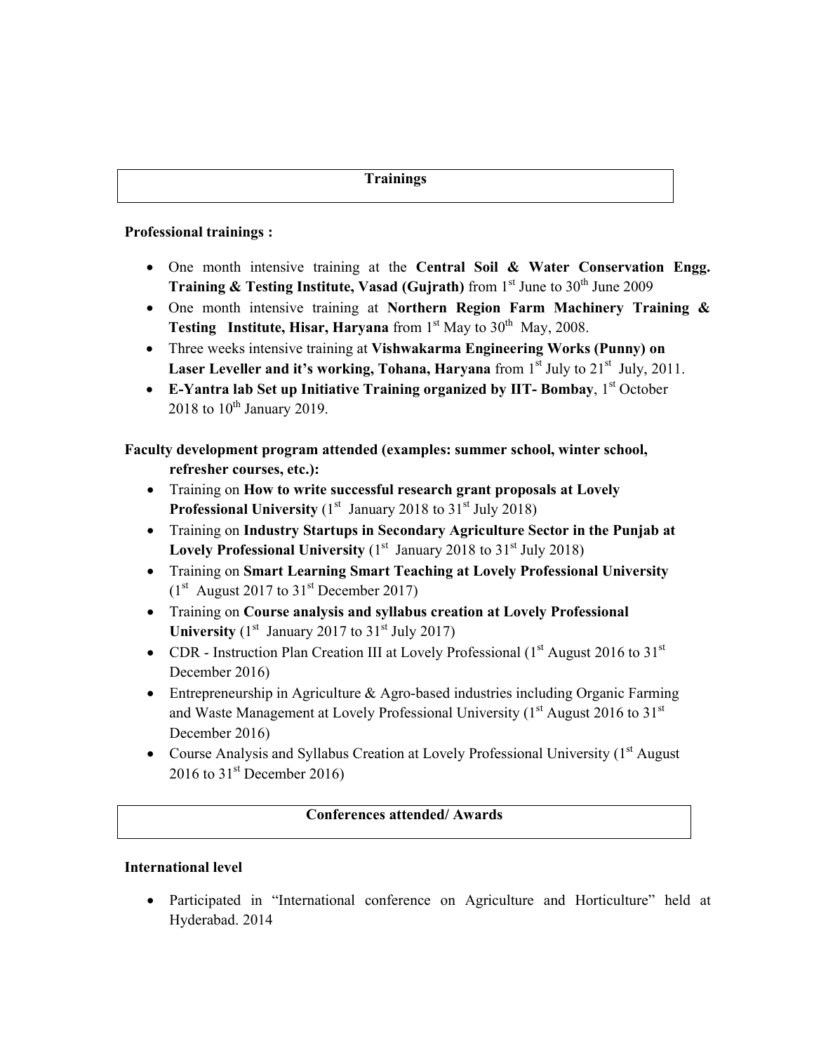## Trainings

**Professional trainings :**

- One month intensive training at the **Central Soil & Water Conservation Engg. Training & Testing Institute, Vasad (Gujrath)** from 1st June to 30th June 2009
- One month intensive training at **Northern Region Farm Machinery Training & Testing Institute, Hisar, Haryana** from 1st May to 30th May, 2008.
- Three weeks intensive training at **Vishwakarma Engineering Works (Punny) on Laser Leveller and it's working, Tohana, Haryana** from 1st July to 21st July, 2011.
- **E-Yantra lab Set up Initiative Training organized by IIT- Bombay**, 1st October 2018 to 10th January 2019.

**Faculty development program attended (examples: summer school, winter school, refresher courses, etc.):**

- Training on **How to write successful research grant proposals at Lovely Professional University** (1st January 2018 to 31st July 2018)
- Training on **Industry Startups in Secondary Agriculture Sector in the Punjab at Lovely Professional University** (1st January 2018 to 31st July 2018)
- Training on **Smart Learning Smart Teaching at Lovely Professional University** (1st August 2017 to 31st December 2017)
- Training on **Course analysis and syllabus creation at Lovely Professional University** (1st January 2017 to 31st July 2017)
- CDR - Instruction Plan Creation III at Lovely Professional (1st August 2016 to 31st December 2016)
- Entrepreneurship in Agriculture & Agro-based industries including Organic Farming and Waste Management at Lovely Professional University (1st August 2016 to 31st December 2016)
- Course Analysis and Syllabus Creation at Lovely Professional University (1st August 2016 to 31st December 2016)

## Conferences attended/ Awards

**International level**

- Participated in "International conference on Agriculture and Horticulture" held at Hyderabad. 2014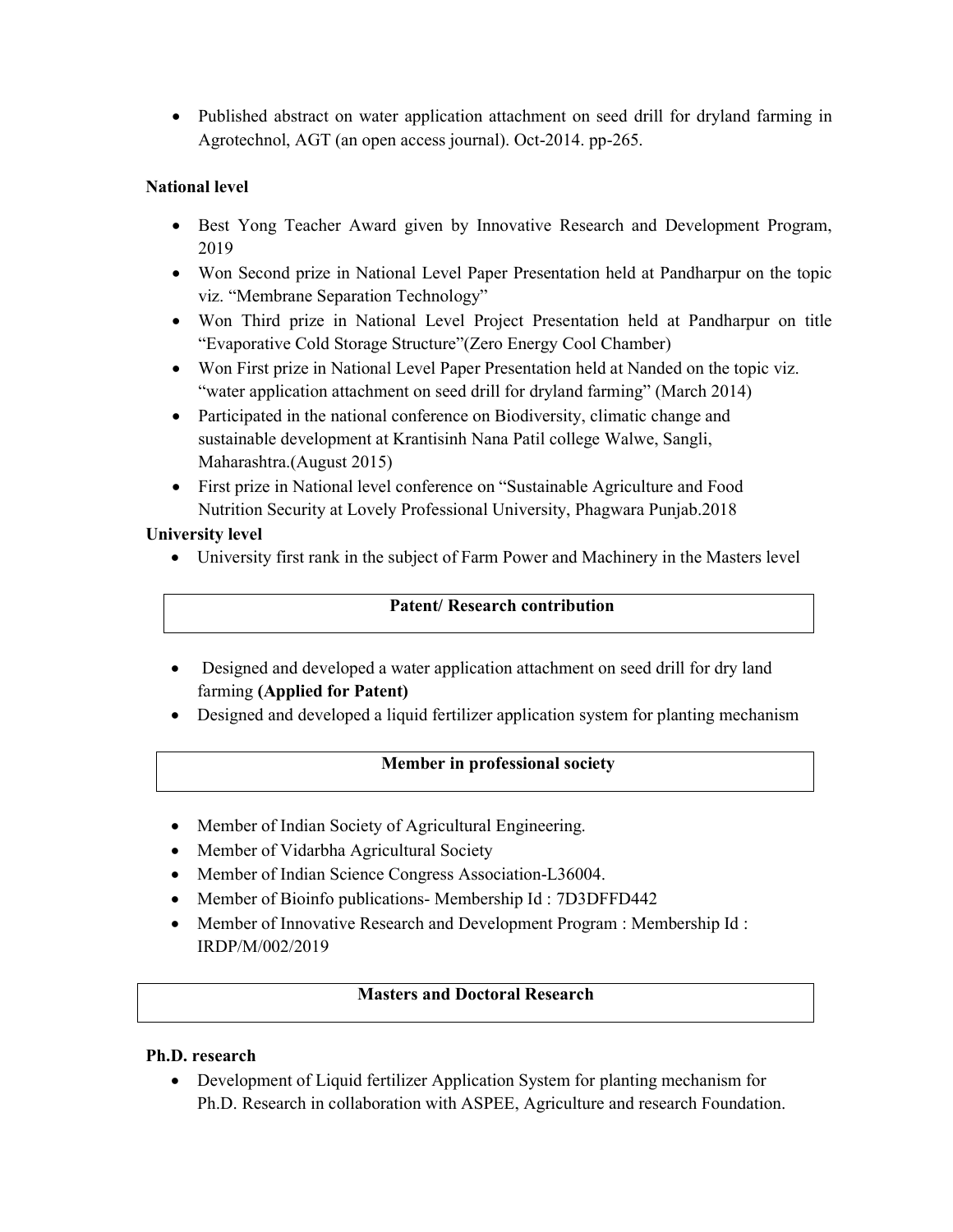- Published abstract on water application attachment on seed drill for dryland farming in Agrotechnol, AGT (an open access journal). Oct-2014. pp-265.

**National level**

- Best Yong Teacher Award given by Innovative Research and Development Program, 2019
- Won Second prize in National Level Paper Presentation held at Pandharpur on the topic viz. "Membrane Separation Technology"
- Won Third prize in National Level Project Presentation held at Pandharpur on title "Evaporative Cold Storage Structure"(Zero Energy Cool Chamber)
- Won First prize in National Level Paper Presentation held at Nanded on the topic viz. "water application attachment on seed drill for dryland farming" (March 2014)
- Participated in the national conference on Biodiversity, climatic change and sustainable development at Krantisinh Nana Patil college Walwe, Sangli, Maharashtra.(August 2015)
- First prize in National level conference on "Sustainable Agriculture and Food Nutrition Security at Lovely Professional University, Phagwara Punjab.2018

**University level**

- University first rank in the subject of Farm Power and Machinery in the Masters level

## Patent/ Research contribution

- Designed and developed a water application attachment on seed drill for dry land farming **(Applied for Patent)**
- Designed and developed a liquid fertilizer application system for planting mechanism

## Member in professional society

- Member of Indian Society of Agricultural Engineering.
- Member of Vidarbha Agricultural Society
- Member of Indian Science Congress Association-L36004.
- Member of Bioinfo publications- Membership Id : 7D3DFFD442
- Member of Innovative Research and Development Program : Membership Id : IRDP/M/002/2019

## Masters and Doctoral Research

**Ph.D. research**

- Development of Liquid fertilizer Application System for planting mechanism for Ph.D. Research in collaboration with ASPEE, Agriculture and research Foundation.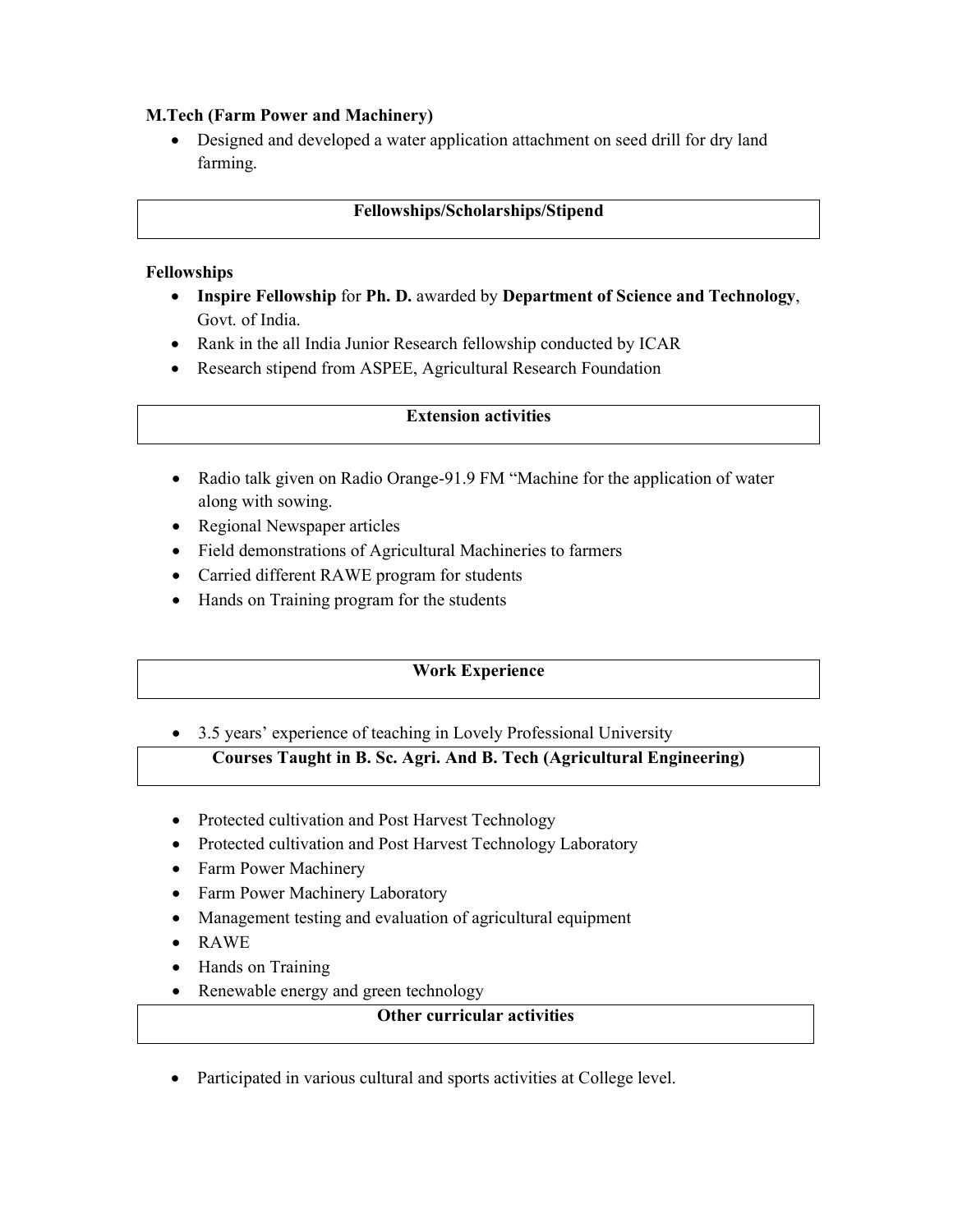**M.Tech (Farm Power and Machinery)**

- Designed and developed a water application attachment on seed drill for dry land farming.

## Fellowships/Scholarships/Stipend

**Fellowships**

- **Inspire Fellowship** for **Ph. D.** awarded by **Department of Science and Technology**, Govt. of India.
- Rank in the all India Junior Research fellowship conducted by ICAR
- Research stipend from ASPEE, Agricultural Research Foundation

## Extension activities

- Radio talk given on Radio Orange-91.9 FM "Machine for the application of water along with sowing.
- Regional Newspaper articles
- Field demonstrations of Agricultural Machineries to farmers
- Carried different RAWE program for students
- Hands on Training program for the students

## Work Experience

- 3.5 years' experience of teaching in Lovely Professional University

## Courses Taught in B. Sc. Agri. And B. Tech (Agricultural Engineering)

- Protected cultivation and Post Harvest Technology
- Protected cultivation and Post Harvest Technology Laboratory
- Farm Power Machinery
- Farm Power Machinery Laboratory
- Management testing and evaluation of agricultural equipment
- RAWE
- Hands on Training
- Renewable energy and green technology

## Other curricular activities

- Participated in various cultural and sports activities at College level.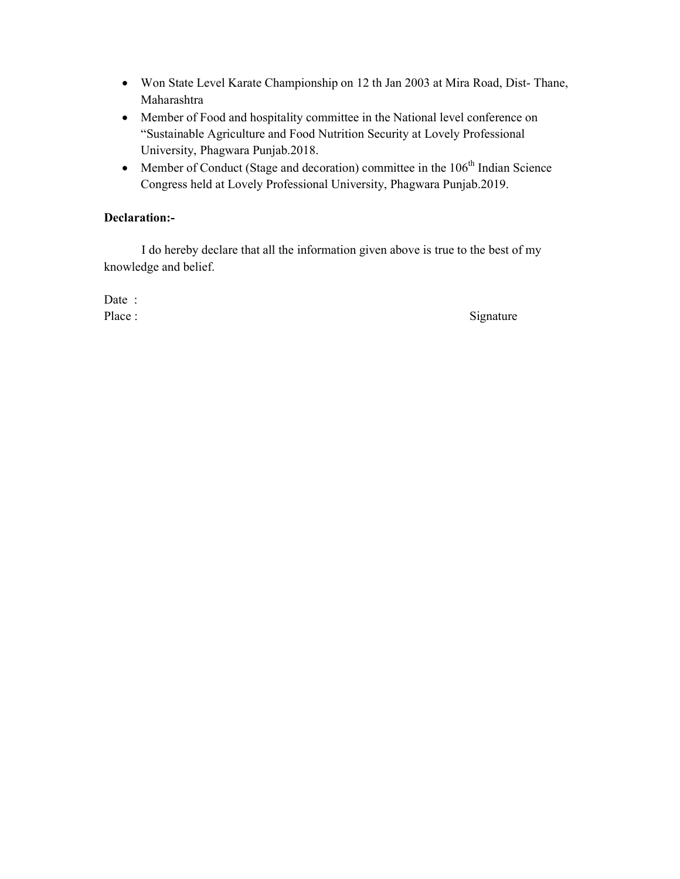- Won State Level Karate Championship on 12 th Jan 2003 at Mira Road, Dist- Thane, Maharashtra
- Member of Food and hospitality committee in the National level conference on "Sustainable Agriculture and Food Nutrition Security at Lovely Professional University, Phagwara Punjab.2018.
- Member of Conduct (Stage and decoration) committee in the 106th Indian Science Congress held at Lovely Professional University, Phagwara Punjab.2019.

**Declaration:-**

I do hereby declare that all the information given above is true to the best of my knowledge and belief.

Date :

Place : Signature